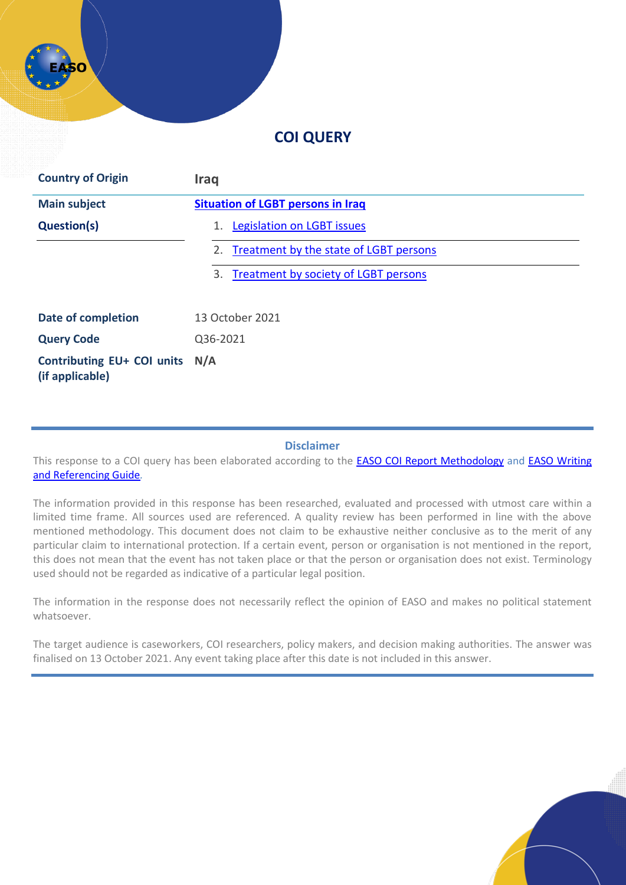# COI QUERY

| Country of Origin | Iraq |
| --- | --- |
| Main subject | Situation of LGBT persons in Iraq |
| Question(s) | 1. Legislation on LGBT issues |
| | 2. Treatment by the state of LGBT persons |
| | 3. Treatment by society of LGBT persons |
| Date of completion | 13 October 2021 |
| Query Code | Q36-2021 |
| Contributing EU+ COI units (if applicable) | N/A |

## Disclaimer

This response to a COI query has been elaborated according to the EASO COI Report Methodology and EASO Writing and Referencing Guide.

The information provided in this response has been researched, evaluated and processed with utmost care within a limited time frame. All sources used are referenced. A quality review has been performed in line with the above mentioned methodology. This document does not claim to be exhaustive neither conclusive as to the merit of any particular claim to international protection. If a certain event, person or organisation is not mentioned in the report, this does not mean that the event has not taken place or that the person or organisation does not exist. Terminology used should not be regarded as indicative of a particular legal position.

The information in the response does not necessarily reflect the opinion of EASO and makes no political statement whatsoever.

The target audience is caseworkers, COI researchers, policy makers, and decision making authorities. The answer was finalised on 13 October 2021. Any event taking place after this date is not included in this answer.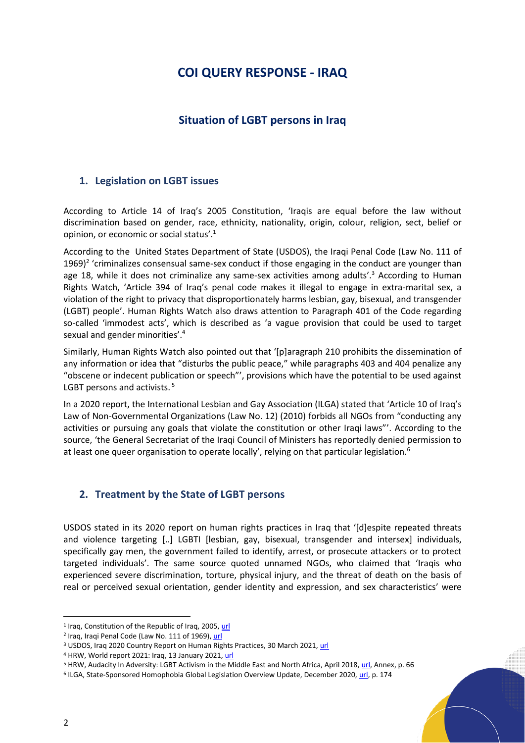# COI QUERY RESPONSE - IRAQ

## Situation of LGBT persons in Iraq

### 1. Legislation on LGBT issues

According to Article 14 of Iraq's 2005 Constitution, 'Iraqis are equal before the law without discrimination based on gender, race, ethnicity, nationality, origin, colour, religion, sect, belief or opinion, or economic or social status'.[1]

According to the United States Department of State (USDOS), the Iraqi Penal Code (Law No. 111 of 1969)[2] 'criminalizes consensual same-sex conduct if those engaging in the conduct are younger than age 18, while it does not criminalize any same-sex activities among adults'.[3] According to Human Rights Watch, 'Article 394 of Iraq's penal code makes it illegal to engage in extra-marital sex, a violation of the right to privacy that disproportionately harms lesbian, gay, bisexual, and transgender (LGBT) people'. Human Rights Watch also draws attention to Paragraph 401 of the Code regarding so-called 'immodest acts', which is described as 'a vague provision that could be used to target sexual and gender minorities'.[4]

Similarly, Human Rights Watch also pointed out that '[p]aragraph 210 prohibits the dissemination of any information or idea that "disturbs the public peace," while paragraphs 403 and 404 penalize any "obscene or indecent publication or speech"', provisions which have the potential to be used against LGBT persons and activists.[5]

In a 2020 report, the International Lesbian and Gay Association (ILGA) stated that 'Article 10 of Iraq's Law of Non-Governmental Organizations (Law No. 12) (2010) forbids all NGOs from "conducting any activities or pursuing any goals that violate the constitution or other Iraqi laws"'. According to the source, 'the General Secretariat of the Iraqi Council of Ministers has reportedly denied permission to at least one queer organisation to operate locally', relying on that particular legislation.[6]

### 2. Treatment by the State of LGBT persons

USDOS stated in its 2020 report on human rights practices in Iraq that '[d]espite repeated threats and violence targeting [..] LGBTI [lesbian, gay, bisexual, transgender and intersex] individuals, specifically gay men, the government failed to identify, arrest, or prosecute attackers or to protect targeted individuals'. The same source quoted unnamed NGOs, who claimed that 'Iraqis who experienced severe discrimination, torture, physical injury, and the threat of death on the basis of real or perceived sexual orientation, gender identity and expression, and sex characteristics' were

---

[1] Iraq, Constitution of the Republic of Iraq, 2005, url

[2] Iraq, Iraqi Penal Code (Law No. 111 of 1969), url

[3] USDOS, Iraq 2020 Country Report on Human Rights Practices, 30 March 2021, url

[4] HRW, World report 2021: Iraq, 13 January 2021, url

[5] HRW, Audacity In Adversity: LGBT Activism in the Middle East and North Africa, April 2018, url, Annex, p. 66

[6] ILGA, State-Sponsored Homophobia Global Legislation Overview Update, December 2020, url, p. 174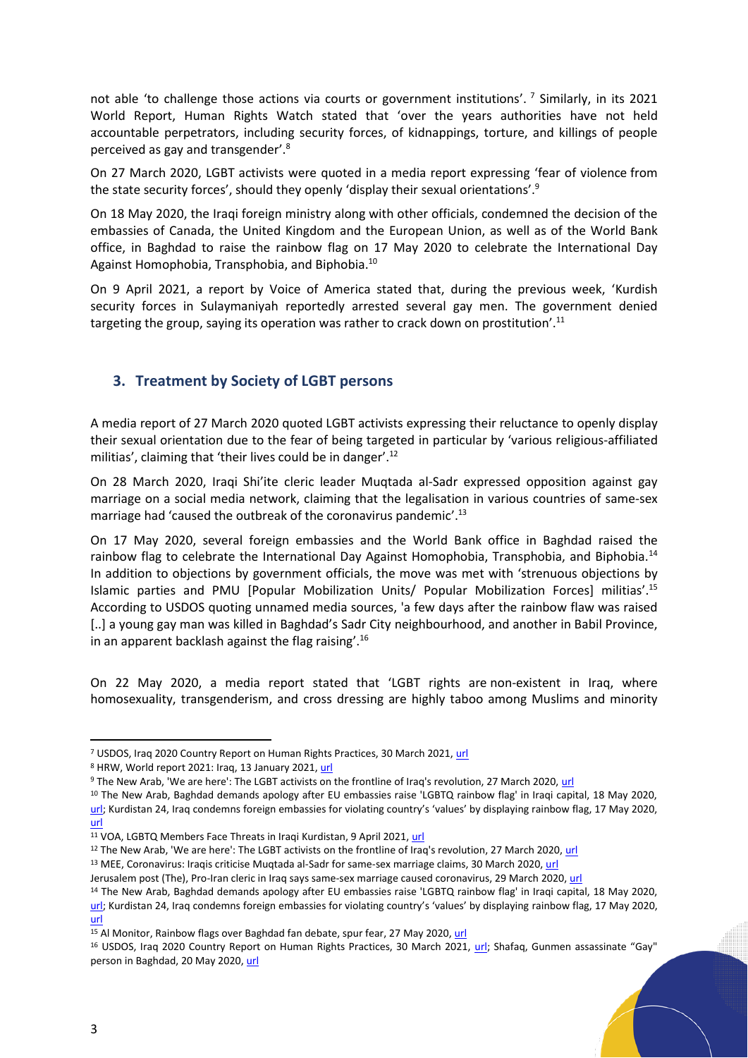not able 'to challenge those actions via courts or government institutions'. [7] Similarly, in its 2021 World Report, Human Rights Watch stated that 'over the years authorities have not held accountable perpetrators, including security forces, of kidnappings, torture, and killings of people perceived as gay and transgender'.[8]

On 27 March 2020, LGBT activists were quoted in a media report expressing 'fear of violence from the state security forces', should they openly 'display their sexual orientations'.[9]

On 18 May 2020, the Iraqi foreign ministry along with other officials, condemned the decision of the embassies of Canada, the United Kingdom and the European Union, as well as of the World Bank office, in Baghdad to raise the rainbow flag on 17 May 2020 to celebrate the International Day Against Homophobia, Transphobia, and Biphobia.[10]

On 9 April 2021, a report by Voice of America stated that, during the previous week, 'Kurdish security forces in Sulaymaniyah reportedly arrested several gay men. The government denied targeting the group, saying its operation was rather to crack down on prostitution'.[11]

## 3. Treatment by Society of LGBT persons

A media report of 27 March 2020 quoted LGBT activists expressing their reluctance to openly display their sexual orientation due to the fear of being targeted in particular by 'various religious-affiliated militias', claiming that 'their lives could be in danger'.[12]

On 28 March 2020, Iraqi Shi'ite cleric leader Muqtada al-Sadr expressed opposition against gay marriage on a social media network, claiming that the legalisation in various countries of same-sex marriage had 'caused the outbreak of the coronavirus pandemic'.[13]

On 17 May 2020, several foreign embassies and the World Bank office in Baghdad raised the rainbow flag to celebrate the International Day Against Homophobia, Transphobia, and Biphobia.[14] In addition to objections by government officials, the move was met with 'strenuous objections by Islamic parties and PMU [Popular Mobilization Units/ Popular Mobilization Forces] militias'.[15] According to USDOS quoting unnamed media sources, 'a few days after the rainbow flaw was raised [..] a young gay man was killed in Baghdad's Sadr City neighbourhood, and another in Babil Province, in an apparent backlash against the flag raising'.[16]

On 22 May 2020, a media report stated that 'LGBT rights are non-existent in Iraq, where homosexuality, transgenderism, and cross dressing are highly taboo among Muslims and minority

---

[7] USDOS, Iraq 2020 Country Report on Human Rights Practices, 30 March 2021, url

[8] HRW, World report 2021: Iraq, 13 January 2021, url

[9] The New Arab, 'We are here': The LGBT activists on the frontline of Iraq's revolution, 27 March 2020, url

[10] The New Arab, Baghdad demands apology after EU embassies raise 'LGBTQ rainbow flag' in Iraqi capital, 18 May 2020, url; Kurdistan 24, Iraq condemns foreign embassies for violating country's 'values' by displaying rainbow flag, 17 May 2020, url

[11] VOA, LGBTQ Members Face Threats in Iraqi Kurdistan, 9 April 2021, url

[12] The New Arab, 'We are here': The LGBT activists on the frontline of Iraq's revolution, 27 March 2020, url

[13] MEE, Coronavirus: Iraqis criticise Muqtada al-Sadr for same-sex marriage claims, 30 March 2020, url
Jerusalem post (The), Pro-Iran cleric in Iraq says same-sex marriage caused coronavirus, 29 March 2020, url

[14] The New Arab, Baghdad demands apology after EU embassies raise 'LGBTQ rainbow flag' in Iraqi capital, 18 May 2020, url; Kurdistan 24, Iraq condemns foreign embassies for violating country's 'values' by displaying rainbow flag, 17 May 2020, url

[15] Al Monitor, Rainbow flags over Baghdad fan debate, spur fear, 27 May 2020, url

[16] USDOS, Iraq 2020 Country Report on Human Rights Practices, 30 March 2021, url; Shafaq, Gunmen assassinate "Gay" person in Baghdad, 20 May 2020, url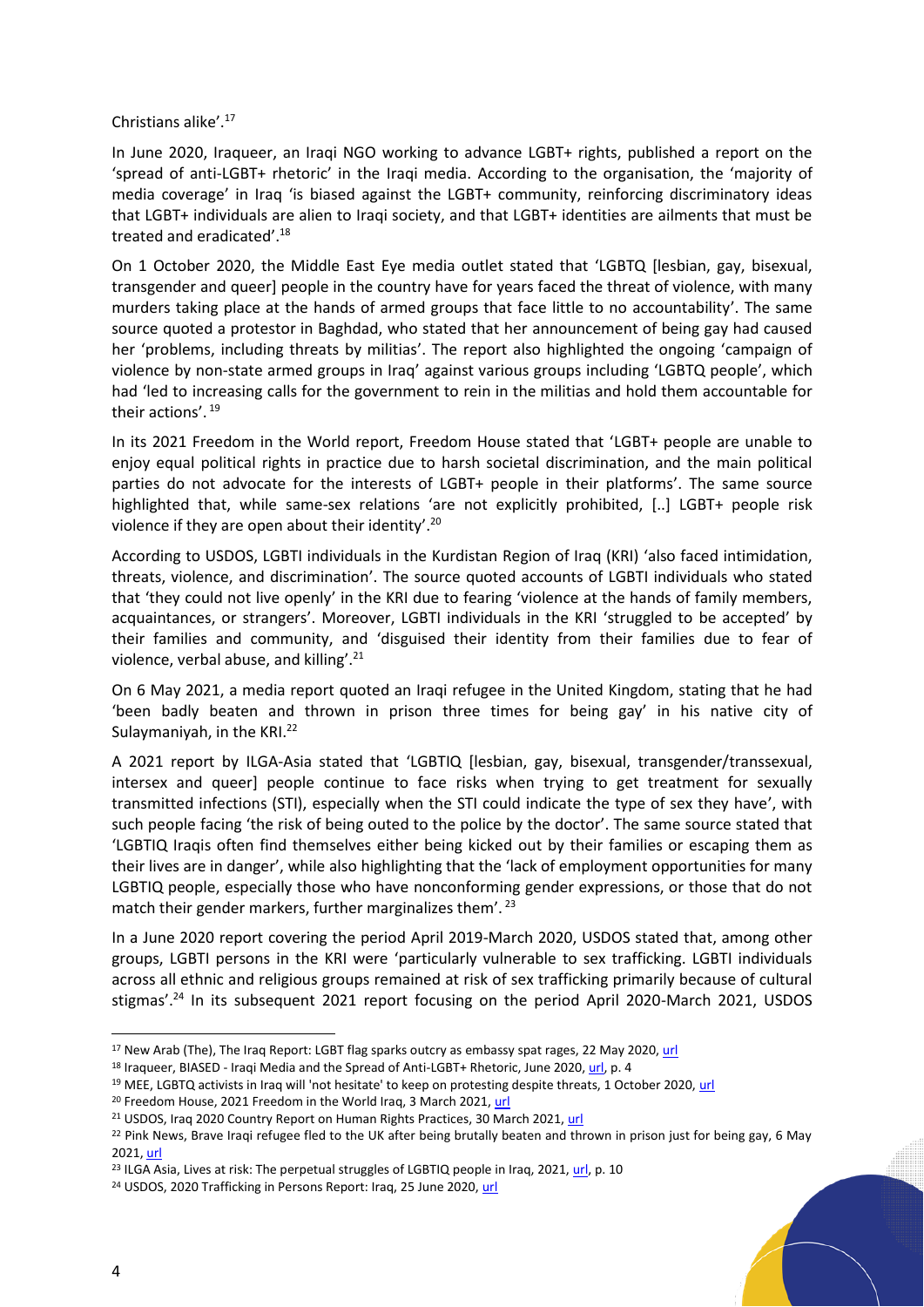Christians alike'.[17]

In June 2020, Iraqueer, an Iraqi NGO working to advance LGBT+ rights, published a report on the 'spread of anti-LGBT+ rhetoric' in the Iraqi media. According to the organisation, the 'majority of media coverage' in Iraq 'is biased against the LGBT+ community, reinforcing discriminatory ideas that LGBT+ individuals are alien to Iraqi society, and that LGBT+ identities are ailments that must be treated and eradicated'.[18]

On 1 October 2020, the Middle East Eye media outlet stated that 'LGBTQ [lesbian, gay, bisexual, transgender and queer] people in the country have for years faced the threat of violence, with many murders taking place at the hands of armed groups that face little to no accountability'. The same source quoted a protestor in Baghdad, who stated that her announcement of being gay had caused her 'problems, including threats by militias'. The report also highlighted the ongoing 'campaign of violence by non-state armed groups in Iraq' against various groups including 'LGBTQ people', which had 'led to increasing calls for the government to rein in the militias and hold them accountable for their actions'.[19]

In its 2021 Freedom in the World report, Freedom House stated that 'LGBT+ people are unable to enjoy equal political rights in practice due to harsh societal discrimination, and the main political parties do not advocate for the interests of LGBT+ people in their platforms'. The same source highlighted that, while same-sex relations 'are not explicitly prohibited, [..] LGBT+ people risk violence if they are open about their identity'.[20]

According to USDOS, LGBTI individuals in the Kurdistan Region of Iraq (KRI) 'also faced intimidation, threats, violence, and discrimination'. The source quoted accounts of LGBTI individuals who stated that 'they could not live openly' in the KRI due to fearing 'violence at the hands of family members, acquaintances, or strangers'. Moreover, LGBTI individuals in the KRI 'struggled to be accepted' by their families and community, and 'disguised their identity from their families due to fear of violence, verbal abuse, and killing'.[21]

On 6 May 2021, a media report quoted an Iraqi refugee in the United Kingdom, stating that he had 'been badly beaten and thrown in prison three times for being gay' in his native city of Sulaymaniyah, in the KRI.[22]

A 2021 report by ILGA-Asia stated that 'LGBTIQ [lesbian, gay, bisexual, transgender/transsexual, intersex and queer] people continue to face risks when trying to get treatment for sexually transmitted infections (STI), especially when the STI could indicate the type of sex they have', with such people facing 'the risk of being outed to the police by the doctor'. The same source stated that 'LGBTIQ Iraqis often find themselves either being kicked out by their families or escaping them as their lives are in danger', while also highlighting that the 'lack of employment opportunities for many LGBTIQ people, especially those who have nonconforming gender expressions, or those that do not match their gender markers, further marginalizes them'.[23]

In a June 2020 report covering the period April 2019-March 2020, USDOS stated that, among other groups, LGBTI persons in the KRI were 'particularly vulnerable to sex trafficking. LGBTI individuals across all ethnic and religious groups remained at risk of sex trafficking primarily because of cultural stigmas'.[24] In its subsequent 2021 report focusing on the period April 2020-March 2021, USDOS

---

[17] New Arab (The), The Iraq Report: LGBT flag sparks outcry as embassy spat rages, 22 May 2020, url

[18] Iraqueer, BIASED - Iraqi Media and the Spread of Anti-LGBT+ Rhetoric, June 2020, url, p. 4

[19] MEE, LGBTQ activists in Iraq will 'not hesitate' to keep on protesting despite threats, 1 October 2020, url

[20] Freedom House, 2021 Freedom in the World Iraq, 3 March 2021, url

[21] USDOS, Iraq 2020 Country Report on Human Rights Practices, 30 March 2021, url

[22] Pink News, Brave Iraqi refugee fled to the UK after being brutally beaten and thrown in prison just for being gay, 6 May 2021, url

[23] ILGA Asia, Lives at risk: The perpetual struggles of LGBTIQ people in Iraq, 2021, url, p. 10

[24] USDOS, 2020 Trafficking in Persons Report: Iraq, 25 June 2020, url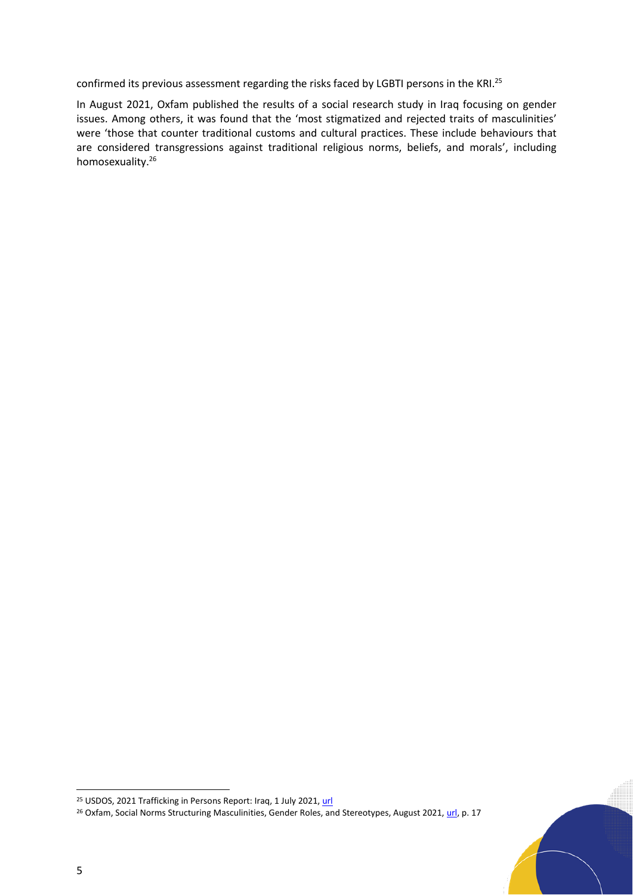confirmed its previous assessment regarding the risks faced by LGBTI persons in the KRI.[25]

In August 2021, Oxfam published the results of a social research study in Iraq focusing on gender issues. Among others, it was found that the 'most stigmatized and rejected traits of masculinities' were 'those that counter traditional customs and cultural practices. These include behaviours that are considered transgressions against traditional religious norms, beliefs, and morals', including homosexuality.[26]

---

[25] USDOS, 2021 Trafficking in Persons Report: Iraq, 1 July 2021, url

[26] Oxfam, Social Norms Structuring Masculinities, Gender Roles, and Stereotypes, August 2021, url, p. 17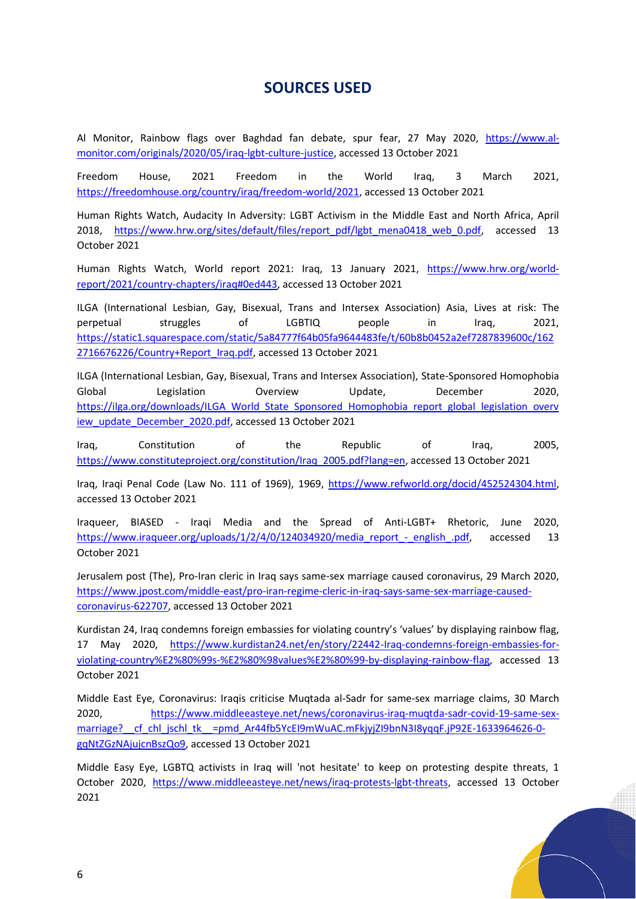## SOURCES USED

Al Monitor, Rainbow flags over Baghdad fan debate, spur fear, 27 May 2020, https://www.al-monitor.com/originals/2020/05/iraq-lgbt-culture-justice, accessed 13 October 2021

Freedom House, 2021 Freedom in the World Iraq, 3 March 2021, https://freedomhouse.org/country/iraq/freedom-world/2021, accessed 13 October 2021

Human Rights Watch, Audacity In Adversity: LGBT Activism in the Middle East and North Africa, April 2018, https://www.hrw.org/sites/default/files/report_pdf/lgbt_mena0418_web_0.pdf, accessed 13 October 2021

Human Rights Watch, World report 2021: Iraq, 13 January 2021, https://www.hrw.org/world-report/2021/country-chapters/iraq#0ed443, accessed 13 October 2021

ILGA (International Lesbian, Gay, Bisexual, Trans and Intersex Association) Asia, Lives at risk: The perpetual struggles of LGBTIQ people in Iraq, 2021, https://static1.squarespace.com/static/5a84777f64b05fa9644483fe/t/60b8b0452a2ef7287839600c/1622716676226/Country+Report_Iraq.pdf, accessed 13 October 2021

ILGA (International Lesbian, Gay, Bisexual, Trans and Intersex Association), State-Sponsored Homophobia Global Legislation Overview Update, December 2020, https://ilga.org/downloads/ILGA_World_State_Sponsored_Homophobia_report_global_legislation_overview_update_December_2020.pdf, accessed 13 October 2021

Iraq, Constitution of the Republic of Iraq, 2005, https://www.constituteproject.org/constitution/Iraq_2005.pdf?lang=en, accessed 13 October 2021

Iraq, Iraqi Penal Code (Law No. 111 of 1969), 1969, https://www.refworld.org/docid/452524304.html, accessed 13 October 2021

Iraqueer, BIASED - Iraqi Media and the Spread of Anti-LGBT+ Rhetoric, June 2020, https://www.iraqueer.org/uploads/1/2/4/0/124034920/media_report_-_english_.pdf, accessed 13 October 2021

Jerusalem post (The), Pro-Iran cleric in Iraq says same-sex marriage caused coronavirus, 29 March 2020, https://www.jpost.com/middle-east/pro-iran-regime-cleric-in-iraq-says-same-sex-marriage-caused-coronavirus-622707, accessed 13 October 2021

Kurdistan 24, Iraq condemns foreign embassies for violating country's 'values' by displaying rainbow flag, 17 May 2020, https://www.kurdistan24.net/en/story/22442-Iraq-condemns-foreign-embassies-for-violating-country%E2%80%99s-%E2%80%98values%E2%80%99-by-displaying-rainbow-flag, accessed 13 October 2021

Middle East Eye, Coronavirus: Iraqis criticise Muqtada al-Sadr for same-sex marriage claims, 30 March 2020, https://www.middleeasteye.net/news/coronavirus-iraq-muqtda-sadr-covid-19-same-sex-marriage?__cf_chl_jschl_tk__=pmd_Ar44fb5YcEI9mWuAC.mFkjyjZI9bnN3I8yqqF.jP92E-1633964626-0-gqNtZGzNAjujcnBszQo9, accessed 13 October 2021

Middle Easy Eye, LGBTQ activists in Iraq will 'not hesitate' to keep on protesting despite threats, 1 October 2020, https://www.middleeasteye.net/news/iraq-protests-lgbt-threats, accessed 13 October 2021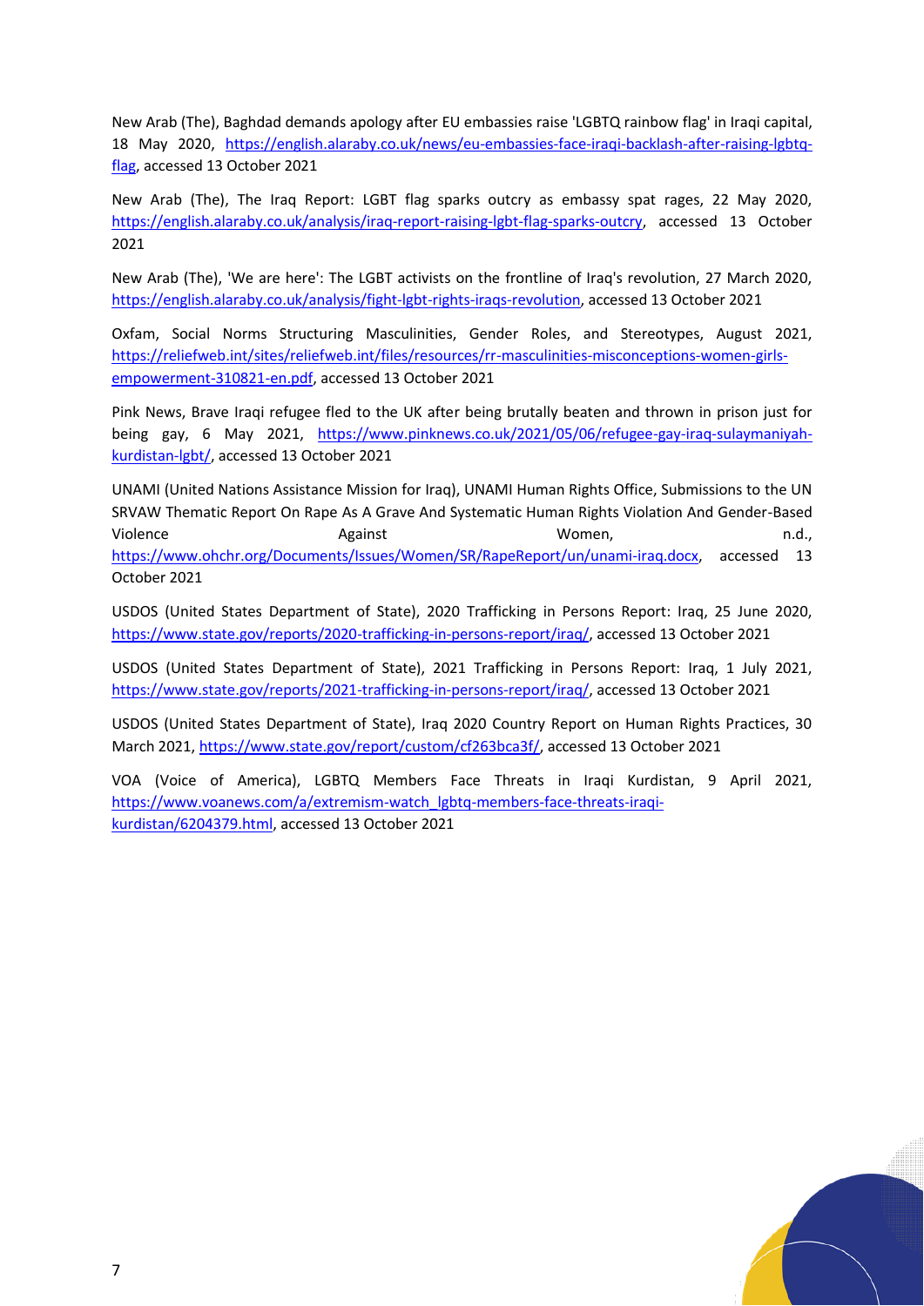New Arab (The), Baghdad demands apology after EU embassies raise 'LGBTQ rainbow flag' in Iraqi capital, 18 May 2020, https://english.alaraby.co.uk/news/eu-embassies-face-iraqi-backlash-after-raising-lgbtq-flag, accessed 13 October 2021

New Arab (The), The Iraq Report: LGBT flag sparks outcry as embassy spat rages, 22 May 2020, https://english.alaraby.co.uk/analysis/iraq-report-raising-lgbt-flag-sparks-outcry, accessed 13 October 2021

New Arab (The), 'We are here': The LGBT activists on the frontline of Iraq's revolution, 27 March 2020, https://english.alaraby.co.uk/analysis/fight-lgbt-rights-iraqs-revolution, accessed 13 October 2021

Oxfam, Social Norms Structuring Masculinities, Gender Roles, and Stereotypes, August 2021, https://reliefweb.int/sites/reliefweb.int/files/resources/rr-masculinities-misconceptions-women-girls-empowerment-310821-en.pdf, accessed 13 October 2021

Pink News, Brave Iraqi refugee fled to the UK after being brutally beaten and thrown in prison just for being gay, 6 May 2021, https://www.pinknews.co.uk/2021/05/06/refugee-gay-iraq-sulaymaniyah-kurdistan-lgbt/, accessed 13 October 2021

UNAMI (United Nations Assistance Mission for Iraq), UNAMI Human Rights Office, Submissions to the UN SRVAW Thematic Report On Rape As A Grave And Systematic Human Rights Violation And Gender-Based Violence Against Women, n.d., https://www.ohchr.org/Documents/Issues/Women/SR/RapeReport/un/unami-iraq.docx, accessed 13 October 2021

USDOS (United States Department of State), 2020 Trafficking in Persons Report: Iraq, 25 June 2020, https://www.state.gov/reports/2020-trafficking-in-persons-report/iraq/, accessed 13 October 2021

USDOS (United States Department of State), 2021 Trafficking in Persons Report: Iraq, 1 July 2021, https://www.state.gov/reports/2021-trafficking-in-persons-report/iraq/, accessed 13 October 2021

USDOS (United States Department of State), Iraq 2020 Country Report on Human Rights Practices, 30 March 2021, https://www.state.gov/report/custom/cf263bca3f/, accessed 13 October 2021

VOA (Voice of America), LGBTQ Members Face Threats in Iraqi Kurdistan, 9 April 2021, https://www.voanews.com/a/extremism-watch_lgbtq-members-face-threats-iraqi-kurdistan/6204379.html, accessed 13 October 2021